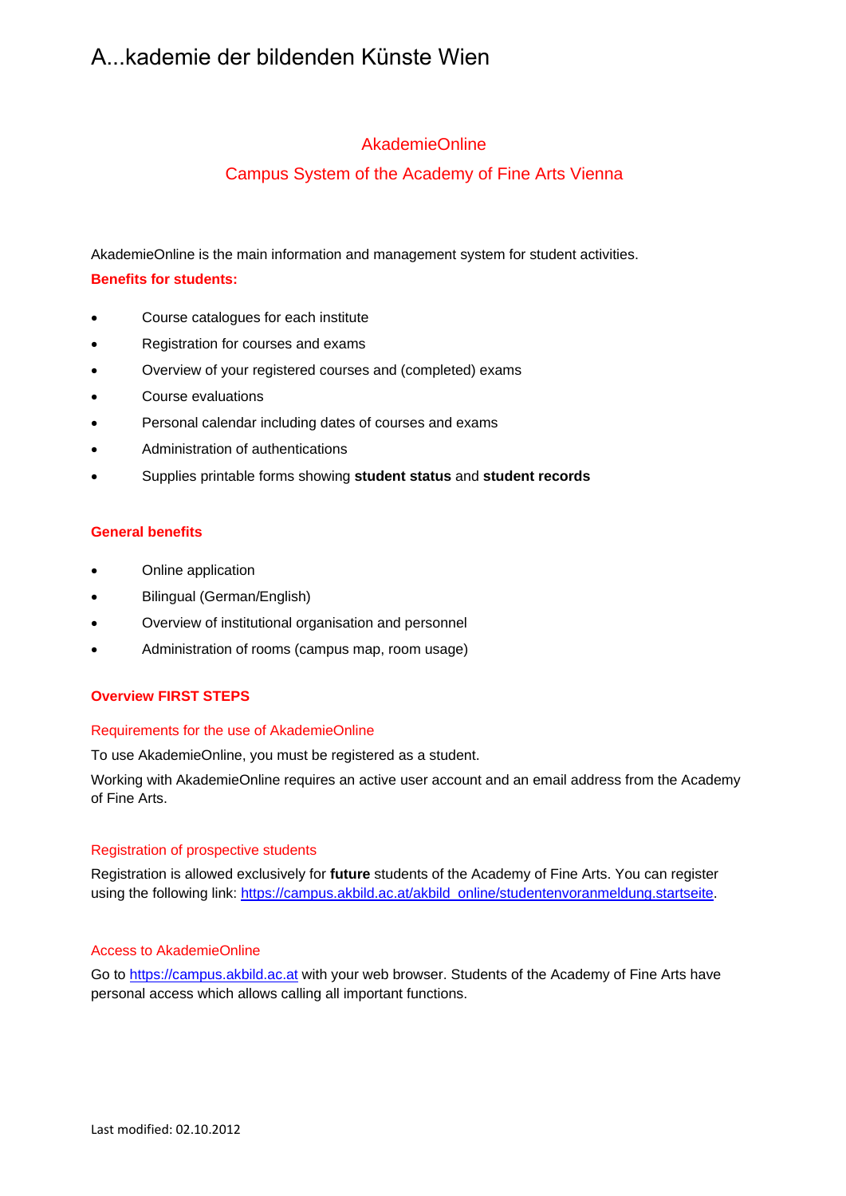# A...kademie der bildenden Künste Wien

## AkademieOnline

## Campus System of the Academy of Fine Arts Vienna

AkademieOnline is the main information and management system for student activities.

**Benefits for students:**

- Course catalogues for each institute
- Registration for courses and exams
- Overview of your registered courses and (completed) exams
- Course evaluations
- Personal calendar including dates of courses and exams
- Administration of authentications
- Supplies printable forms showing **student status** and **student records**

**General benefits**

- Online application
- Bilingual (German/English)
- Overview of institutional organisation and personnel
- Administration of rooms (campus map, room usage)

### Overview FIRST STEPS

#### Requirements for the use of AkademieOnline

To use AkademieOnline, you must be registered as a student.

Working with AkademieOnline requires an active user account and an email address from the Academy of Fine Arts.

#### Registration of prospective students

Registration is allowed exclusively for **future** students of the Academy of Fine Arts. You can register using the following link: https://campus.akbild.ac.at/akbild_online/studentenvoranmeldung.startseite.

#### Access to AkademieOnline

Go to https://campus.akbild.ac.at with your web browser. Students of the Academy of Fine Arts have personal access which allows calling all important functions.

Last modified: 02.10.2012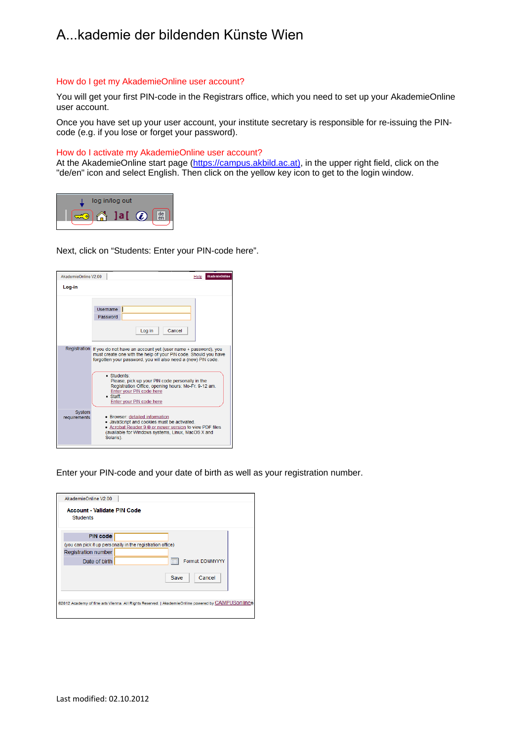// Akademie der bildenden Künste Wien

## How do I get my AkademieOnline user account?

You will get your first PIN-code in the Registrars office, which you need to set up your AkademieOnline user account.

Once you have set up your user account, your institute secretary is responsible for re-issuing the PIN-code (e.g. if you lose or forget your password).

## How do I activate my AkademieOnline user account?

At the AkademieOnline start page (https://campus.akbild.ac.at), in the upper right field, click on the "de/en" icon and select English. Then click on the yellow key icon to get to the login window.

Next, click on “Students: Enter your PIN-code here”.

Enter your PIN-code and your date of birth as well as your registration number.

Last modified: 02.10.2012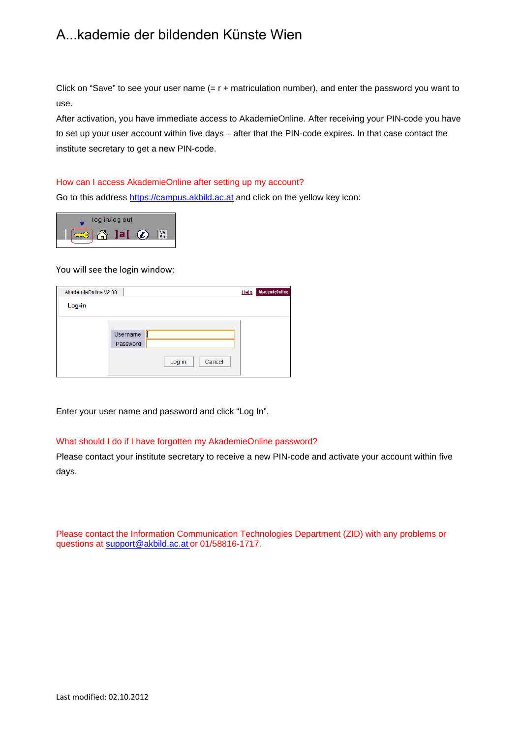# A...kademie der bildenden Künste Wien

Click on "Save" to see your user name (= r + matriculation number), and enter the password you want to use.

After activation, you have immediate access to AkademieOnline. After receiving your PIN-code you have to set up your user account within five days – after that the PIN-code expires. In that case contact the institute secretary to get a new PIN-code.

## How can I access AkademieOnline after setting up my account?

Go to this address https://campus.akbild.ac.at and click on the yellow key icon:

You will see the login window:

Enter your user name and password and click "Log In".

## What should I do if I have forgotten my AkademieOnline password?

Please contact your institute secretary to receive a new PIN-code and activate your account within five days.

Please contact the Information Communication Technologies Department (ZID) with any problems or questions at support@akbild.ac.at or 01/58816-1717.

Last modified: 02.10.2012